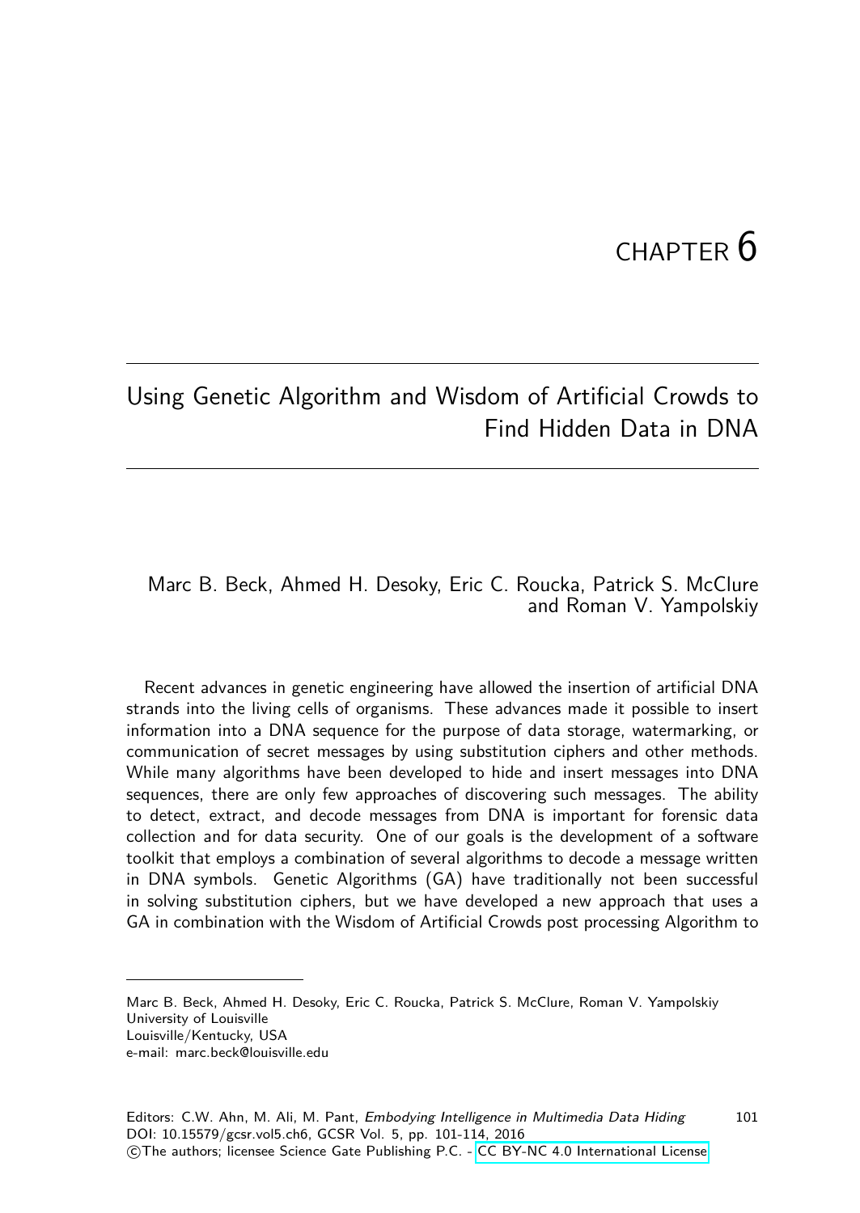# CHAPTER 6

## Using Genetic Algorithm and Wisdom of Artificial Crowds to Find Hidden Data in DNA

Marc B. Beck, Ahmed H. Desoky, Eric C. Roucka, Patrick S. McClure and Roman V. Yampolskiy

Recent advances in genetic engineering have allowed the insertion of artificial DNA strands into the living cells of organisms. These advances made it possible to insert information into a DNA sequence for the purpose of data storage, watermarking, or communication of secret messages by using substitution ciphers and other methods. While many algorithms have been developed to hide and insert messages into DNA sequences, there are only few approaches of discovering such messages. The ability to detect, extract, and decode messages from DNA is important for forensic data collection and for data security. One of our goals is the development of a software toolkit that employs a combination of several algorithms to decode a message written in DNA symbols. Genetic Algorithms (GA) have traditionally not been successful in solving substitution ciphers, but we have developed a new approach that uses a GA in combination with the Wisdom of Artificial Crowds post processing Algorithm to

---

Marc B. Beck, Ahmed H. Desoky, Eric C. Roucka, Patrick S. McClure, Roman V. Yampolskiy
University of Louisville
Louisville/Kentucky, USA
e-mail: marc.beck@louisville.edu

Editors: C.W. Ahn, M. Ali, M. Pant, *Embodying Intelligence in Multimedia Data Hiding*
DOI: 10.15579/gcsr.vol5.ch6, GCSR Vol. 5, pp. 101-114, 2016
©The authors; licensee Science Gate Publishing P.C. - CC BY-NC 4.0 International License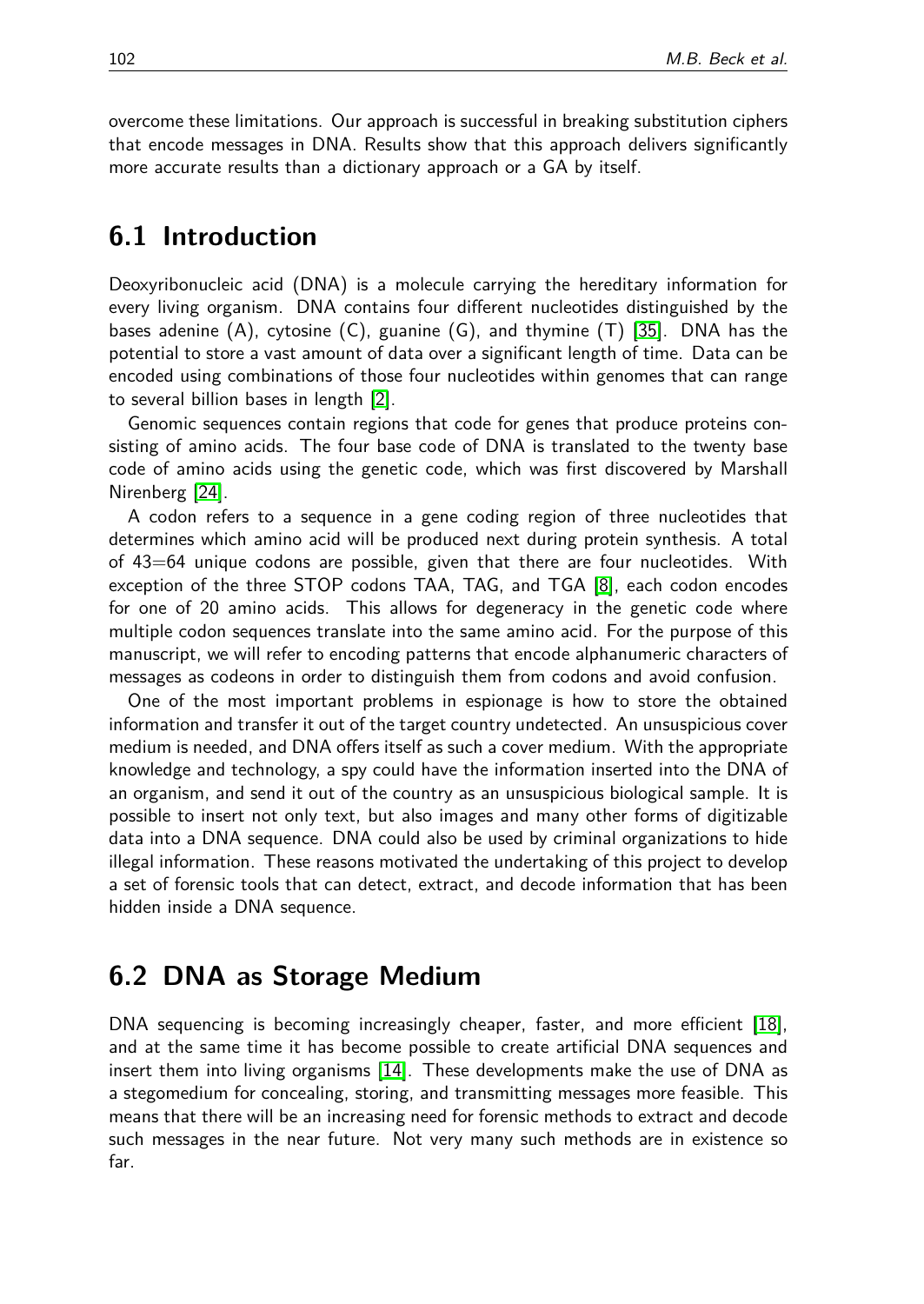overcome these limitations. Our approach is successful in breaking substitution ciphers that encode messages in DNA. Results show that this approach delivers significantly more accurate results than a dictionary approach or a GA by itself.

## 6.1 Introduction

Deoxyribonucleic acid (DNA) is a molecule carrying the hereditary information for every living organism. DNA contains four different nucleotides distinguished by the bases adenine (A), cytosine (C), guanine (G), and thymine (T) [35]. DNA has the potential to store a vast amount of data over a significant length of time. Data can be encoded using combinations of those four nucleotides within genomes that can range to several billion bases in length [2].

Genomic sequences contain regions that code for genes that produce proteins consisting of amino acids. The four base code of DNA is translated to the twenty base code of amino acids using the genetic code, which was first discovered by Marshall Nirenberg [24].

A codon refers to a sequence in a gene coding region of three nucleotides that determines which amino acid will be produced next during protein synthesis. A total of 43=64 unique codons are possible, given that there are four nucleotides. With exception of the three STOP codons TAA, TAG, and TGA [8], each codon encodes for one of 20 amino acids. This allows for degeneracy in the genetic code where multiple codon sequences translate into the same amino acid. For the purpose of this manuscript, we will refer to encoding patterns that encode alphanumeric characters of messages as codeons in order to distinguish them from codons and avoid confusion.

One of the most important problems in espionage is how to store the obtained information and transfer it out of the target country undetected. An unsuspicious cover medium is needed, and DNA offers itself as such a cover medium. With the appropriate knowledge and technology, a spy could have the information inserted into the DNA of an organism, and send it out of the country as an unsuspicious biological sample. It is possible to insert not only text, but also images and many other forms of digitizable data into a DNA sequence. DNA could also be used by criminal organizations to hide illegal information. These reasons motivated the undertaking of this project to develop a set of forensic tools that can detect, extract, and decode information that has been hidden inside a DNA sequence.

## 6.2 DNA as Storage Medium

DNA sequencing is becoming increasingly cheaper, faster, and more efficient [18], and at the same time it has become possible to create artificial DNA sequences and insert them into living organisms [14]. These developments make the use of DNA as a stegomedium for concealing, storing, and transmitting messages more feasible. This means that there will be an increasing need for forensic methods to extract and decode such messages in the near future. Not very many such methods are in existence so far.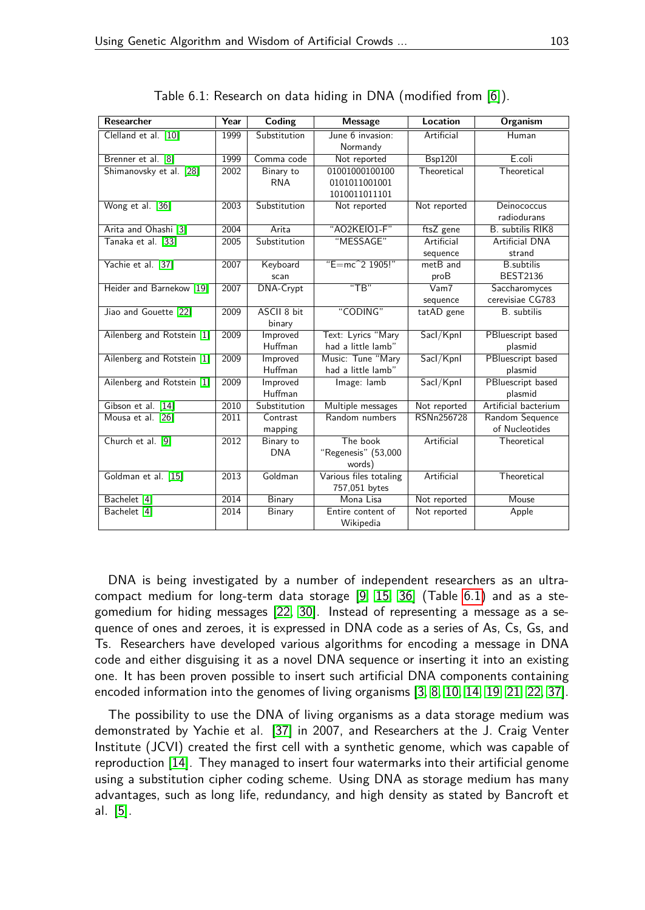Table 6.1: Research on data hiding in DNA (modified from [6]).

| Researcher | Year | Coding | Message | Location | Organism |
|---|---|---|---|---|---|
| Clelland et al. [10] | 1999 | Substitution | June 6 invasion: Normandy | Artificial | Human |
| Brenner et al. [8] | 1999 | Comma code | Not reported | Bsp120I | E.coli |
| Shimanovsky et al. [28] | 2002 | Binary to RNA | 01001000100100 0101011001001 1010011011101 | Theoretical | Theoretical |
| Wong et al. [36] | 2003 | Substitution | Not reported | Not reported | Deinococcus radiodurans |
| Arita and Ohashi [3] | 2004 | Arita | "AO2KEIO1-F" | ftsZ gene | B. subtilis RIK8 |
| Tanaka et al. [33] | 2005 | Substitution | "MESSAGE" | Artificial sequence | Artificial DNA strand |
| Yachie et al. [37] | 2007 | Keyboard scan | "E=mc^2 1905!" | metB and proB | B.subtilis BEST2136 |
| Heider and Barnekow [19] | 2007 | DNA-Crypt | "TB" | Vam7 sequence | Saccharomyces cerevisiae CG783 |
| Jiao and Gouette [22] | 2009 | ASCII 8 bit binary | "CODING" | tatAD gene | B. subtilis |
| Ailenberg and Rotstein [1] | 2009 | Improved Huffman | Text: Lyrics "Mary had a little lamb" | SacI/KpnI | PBluescript based plasmid |
| Ailenberg and Rotstein [1] | 2009 | Improved Huffman | Music: Tune "Mary had a little lamb" | SacI/KpnI | PBluescript based plasmid |
| Ailenberg and Rotstein [1] | 2009 | Improved Huffman | Image: lamb | SacI/KpnI | PBluescript based plasmid |
| Gibson et al. [14] | 2010 | Substitution | Multiple messages | Not reported | Artificial bacterium |
| Mousa et al. [26] | 2011 | Contrast mapping | Random numbers | RSNn256728 | Random Sequence of Nucleotides |
| Church et al. [9] | 2012 | Binary to DNA | The book "Regenesis" (53,000 words) | Artificial | Theoretical |
| Goldman et al. [15] | 2013 | Goldman | Various files totaling 757,051 bytes | Artificial | Theoretical |
| Bachelet [4] | 2014 | Binary | Mona Lisa | Not reported | Mouse |
| Bachelet [4] | 2014 | Binary | Entire content of Wikipedia | Not reported | Apple |

DNA is being investigated by a number of independent researchers as an ultra-compact medium for long-term data storage [9, 15, 36] (Table 6.1) and as a stegomedium for hiding messages [22, 30]. Instead of representing a message as a sequence of ones and zeroes, it is expressed in DNA code as a series of As, Cs, Gs, and Ts. Researchers have developed various algorithms for encoding a message in DNA code and either disguising it as a novel DNA sequence or inserting it into an existing one. It has been proven possible to insert such artificial DNA components containing encoded information into the genomes of living organisms [3, 8, 10, 14, 19, 21, 22, 37].

The possibility to use the DNA of living organisms as a data storage medium was demonstrated by Yachie et al. [37] in 2007, and Researchers at the J. Craig Venter Institute (JCVI) created the first cell with a synthetic genome, which was capable of reproduction [14]. They managed to insert four watermarks into their artificial genome using a substitution cipher coding scheme. Using DNA as storage medium has many advantages, such as long life, redundancy, and high density as stated by Bancroft et al. [5].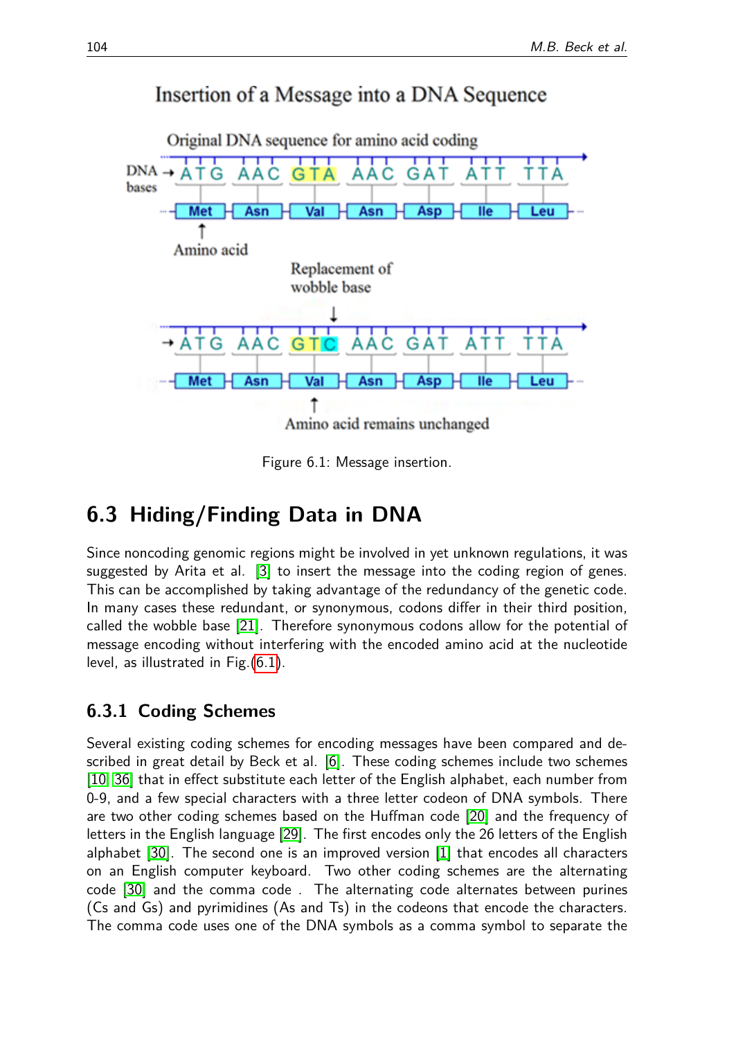Figure 6.1: Message insertion.

## 6.3 Hiding/Finding Data in DNA

Since noncoding genomic regions might be involved in yet unknown regulations, it was suggested by Arita et al. [3] to insert the message into the coding region of genes. This can be accomplished by taking advantage of the redundancy of the genetic code. In many cases these redundant, or synonymous, codons differ in their third position, called the wobble base [21]. Therefore synonymous codons allow for the potential of message encoding without interfering with the encoded amino acid at the nucleotide level, as illustrated in Fig.(6.1).

### 6.3.1 Coding Schemes

Several existing coding schemes for encoding messages have been compared and described in great detail by Beck et al. [6]. These coding schemes include two schemes [10, 36] that in effect substitute each letter of the English alphabet, each number from 0-9, and a few special characters with a three letter codeon of DNA symbols. There are two other coding schemes based on the Huffman code [20] and the frequency of letters in the English language [29]. The first encodes only the 26 letters of the English alphabet [30]. The second one is an improved version [1] that encodes all characters on an English computer keyboard. Two other coding schemes are the alternating code [30] and the comma code . The alternating code alternates between purines (Cs and Gs) and pyrimidines (As and Ts) in the codeons that encode the characters. The comma code uses one of the DNA symbols as a comma symbol to separate the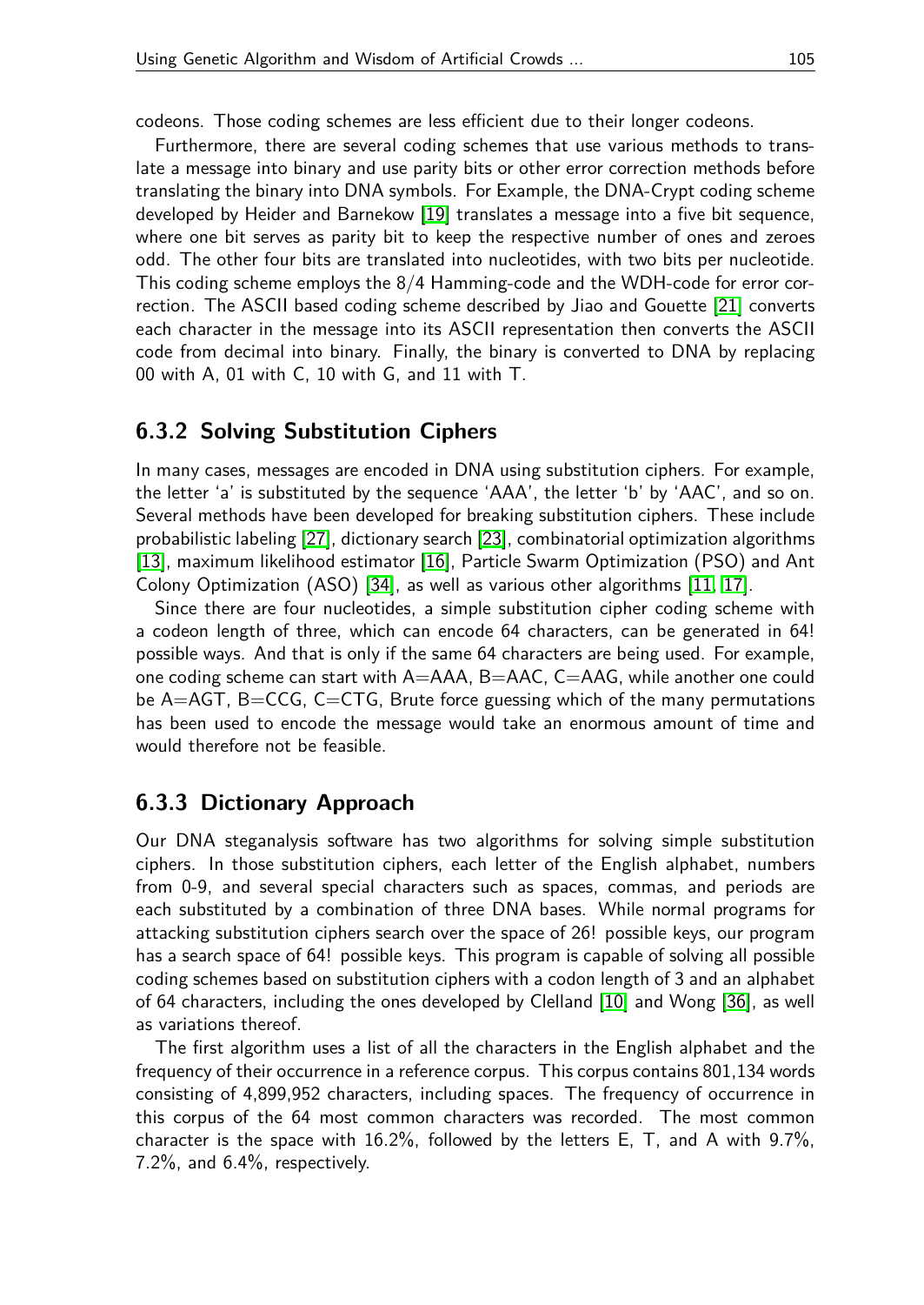codeons. Those coding schemes are less efficient due to their longer codeons.

Furthermore, there are several coding schemes that use various methods to translate a message into binary and use parity bits or other error correction methods before translating the binary into DNA symbols. For Example, the DNA-Crypt coding scheme developed by Heider and Barnekow [19] translates a message into a five bit sequence, where one bit serves as parity bit to keep the respective number of ones and zeroes odd. The other four bits are translated into nucleotides, with two bits per nucleotide. This coding scheme employs the 8/4 Hamming-code and the WDH-code for error correction. The ASCII based coding scheme described by Jiao and Gouette [21] converts each character in the message into its ASCII representation then converts the ASCII code from decimal into binary. Finally, the binary is converted to DNA by replacing 00 with A, 01 with C, 10 with G, and 11 with T.

### 6.3.2 Solving Substitution Ciphers

In many cases, messages are encoded in DNA using substitution ciphers. For example, the letter 'a' is substituted by the sequence 'AAA', the letter 'b' by 'AAC', and so on. Several methods have been developed for breaking substitution ciphers. These include probabilistic labeling [27], dictionary search [23], combinatorial optimization algorithms [13], maximum likelihood estimator [16], Particle Swarm Optimization (PSO) and Ant Colony Optimization (ASO) [34], as well as various other algorithms [11, 17].

Since there are four nucleotides, a simple substitution cipher coding scheme with a codeon length of three, which can encode 64 characters, can be generated in 64! possible ways. And that is only if the same 64 characters are being used. For example, one coding scheme can start with A=AAA, B=AAC, C=AAG, while another one could be A=AGT, B=CCG, C=CTG, Brute force guessing which of the many permutations has been used to encode the message would take an enormous amount of time and would therefore not be feasible.

### 6.3.3 Dictionary Approach

Our DNA steganalysis software has two algorithms for solving simple substitution ciphers. In those substitution ciphers, each letter of the English alphabet, numbers from 0-9, and several special characters such as spaces, commas, and periods are each substituted by a combination of three DNA bases. While normal programs for attacking substitution ciphers search over the space of 26! possible keys, our program has a search space of 64! possible keys. This program is capable of solving all possible coding schemes based on substitution ciphers with a codon length of 3 and an alphabet of 64 characters, including the ones developed by Clelland [10] and Wong [36], as well as variations thereof.

The first algorithm uses a list of all the characters in the English alphabet and the frequency of their occurrence in a reference corpus. This corpus contains 801,134 words consisting of 4,899,952 characters, including spaces. The frequency of occurrence in this corpus of the 64 most common characters was recorded. The most common character is the space with 16.2%, followed by the letters E, T, and A with 9.7%, 7.2%, and 6.4%, respectively.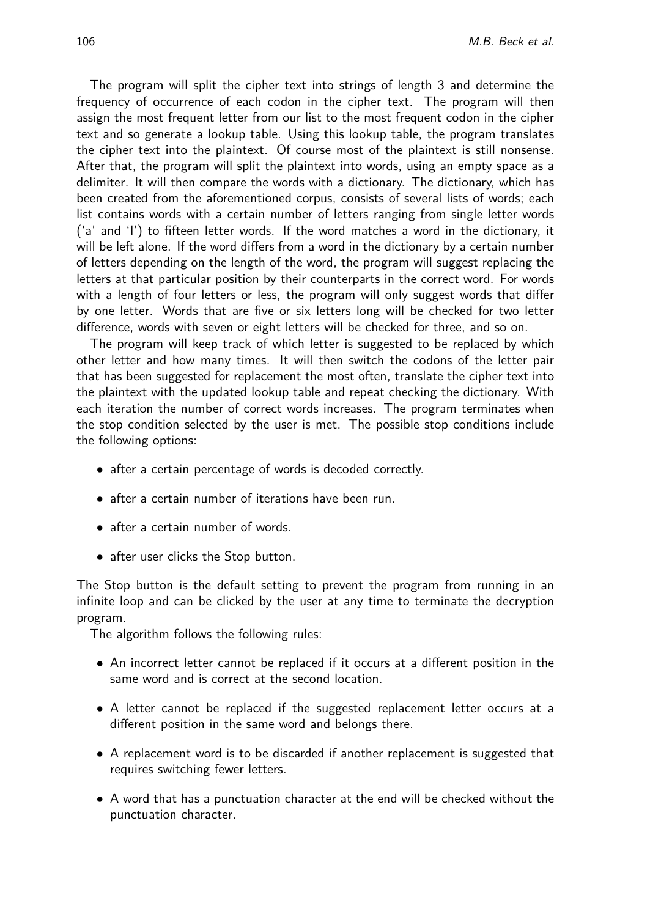The program will split the cipher text into strings of length 3 and determine the frequency of occurrence of each codon in the cipher text. The program will then assign the most frequent letter from our list to the most frequent codon in the cipher text and so generate a lookup table. Using this lookup table, the program translates the cipher text into the plaintext. Of course most of the plaintext is still nonsense. After that, the program will split the plaintext into words, using an empty space as a delimiter. It will then compare the words with a dictionary. The dictionary, which has been created from the aforementioned corpus, consists of several lists of words; each list contains words with a certain number of letters ranging from single letter words ('a' and 'I') to fifteen letter words. If the word matches a word in the dictionary, it will be left alone. If the word differs from a word in the dictionary by a certain number of letters depending on the length of the word, the program will suggest replacing the letters at that particular position by their counterparts in the correct word. For words with a length of four letters or less, the program will only suggest words that differ by one letter. Words that are five or six letters long will be checked for two letter difference, words with seven or eight letters will be checked for three, and so on.

The program will keep track of which letter is suggested to be replaced by which other letter and how many times. It will then switch the codons of the letter pair that has been suggested for replacement the most often, translate the cipher text into the plaintext with the updated lookup table and repeat checking the dictionary. With each iteration the number of correct words increases. The program terminates when the stop condition selected by the user is met. The possible stop conditions include the following options:

- after a certain percentage of words is decoded correctly.
- after a certain number of iterations have been run.
- after a certain number of words.
- after user clicks the Stop button.

The Stop button is the default setting to prevent the program from running in an infinite loop and can be clicked by the user at any time to terminate the decryption program.

The algorithm follows the following rules:

- An incorrect letter cannot be replaced if it occurs at a different position in the same word and is correct at the second location.
- A letter cannot be replaced if the suggested replacement letter occurs at a different position in the same word and belongs there.
- A replacement word is to be discarded if another replacement is suggested that requires switching fewer letters.
- A word that has a punctuation character at the end will be checked without the punctuation character.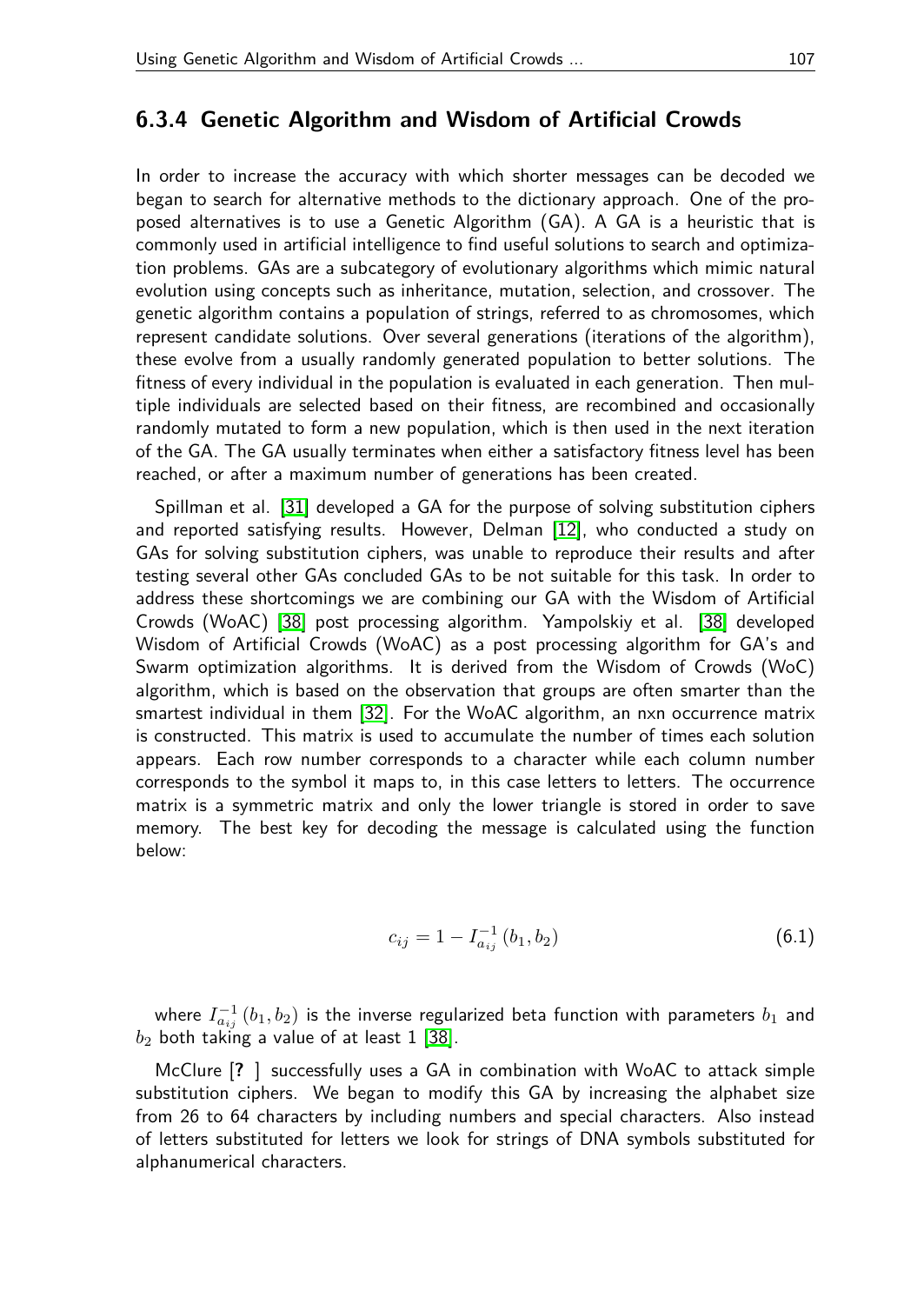### 6.3.4 Genetic Algorithm and Wisdom of Artificial Crowds

In order to increase the accuracy with which shorter messages can be decoded we began to search for alternative methods to the dictionary approach. One of the proposed alternatives is to use a Genetic Algorithm (GA). A GA is a heuristic that is commonly used in artificial intelligence to find useful solutions to search and optimization problems. GAs are a subcategory of evolutionary algorithms which mimic natural evolution using concepts such as inheritance, mutation, selection, and crossover. The genetic algorithm contains a population of strings, referred to as chromosomes, which represent candidate solutions. Over several generations (iterations of the algorithm), these evolve from a usually randomly generated population to better solutions. The fitness of every individual in the population is evaluated in each generation. Then multiple individuals are selected based on their fitness, are recombined and occasionally randomly mutated to form a new population, which is then used in the next iteration of the GA. The GA usually terminates when either a satisfactory fitness level has been reached, or after a maximum number of generations has been created.

Spillman et al. [31] developed a GA for the purpose of solving substitution ciphers and reported satisfying results. However, Delman [12], who conducted a study on GAs for solving substitution ciphers, was unable to reproduce their results and after testing several other GAs concluded GAs to be not suitable for this task. In order to address these shortcomings we are combining our GA with the Wisdom of Artificial Crowds (WoAC) [38] post processing algorithm. Yampolskiy et al. [38] developed Wisdom of Artificial Crowds (WoAC) as a post processing algorithm for GA's and Swarm optimization algorithms. It is derived from the Wisdom of Crowds (WoC) algorithm, which is based on the observation that groups are often smarter than the smartest individual in them [32]. For the WoAC algorithm, an nxn occurrence matrix is constructed. This matrix is used to accumulate the number of times each solution appears. Each row number corresponds to a character while each column number corresponds to the symbol it maps to, in this case letters to letters. The occurrence matrix is a symmetric matrix and only the lower triangle is stored in order to save memory. The best key for decoding the message is calculated using the function below:

$$c_{ij} = 1 - I_{a_{ij}}^{-1}\left(b_1, b_2\right) \tag{6.1}$$

where $I_{a_{ij}}^{-1}\left(b_1, b_2\right)$ is the inverse regularized beta function with parameters $b_1$ and $b_2$ both taking a value of at least 1 [38].

McClure [? ] successfully uses a GA in combination with WoAC to attack simple substitution ciphers. We began to modify this GA by increasing the alphabet size from 26 to 64 characters by including numbers and special characters. Also instead of letters substituted for letters we look for strings of DNA symbols substituted for alphanumerical characters.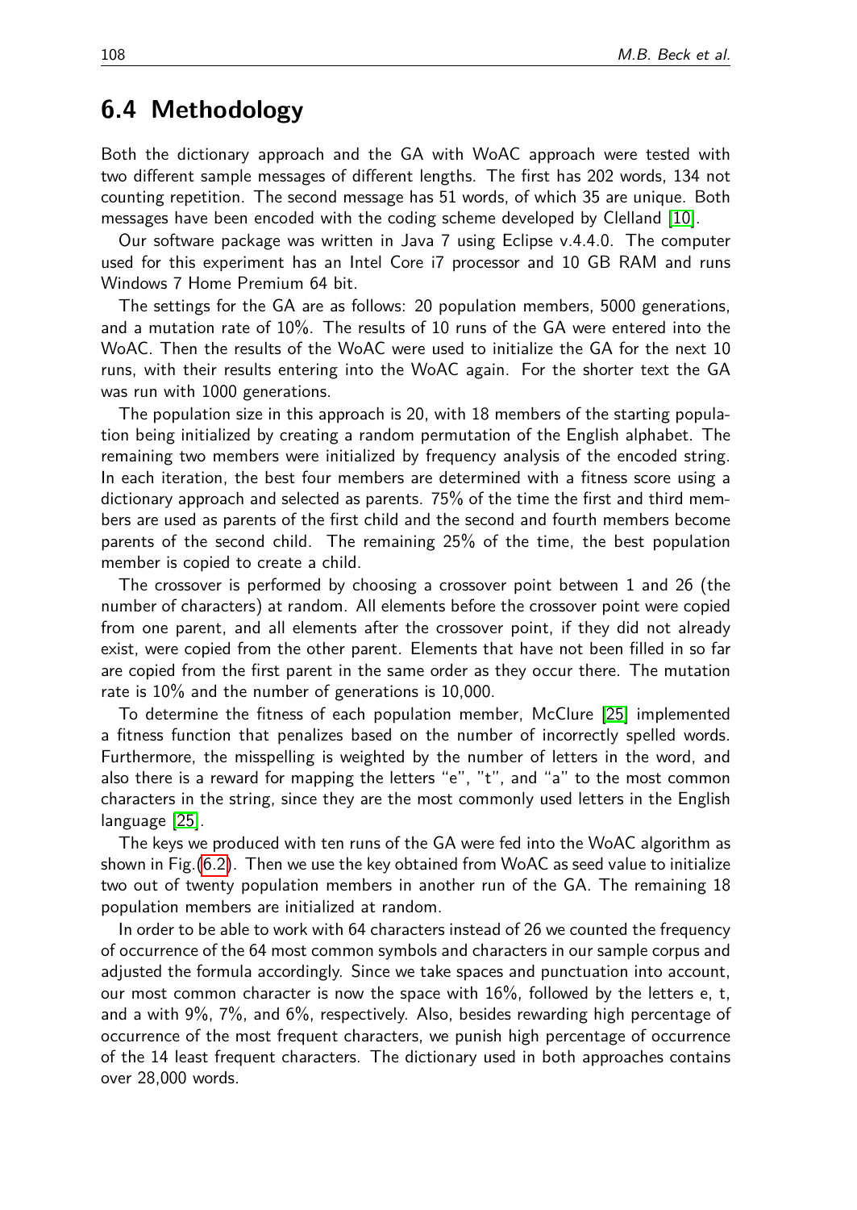## 6.4 Methodology

Both the dictionary approach and the GA with WoAC approach were tested with two different sample messages of different lengths. The first has 202 words, 134 not counting repetition. The second message has 51 words, of which 35 are unique. Both messages have been encoded with the coding scheme developed by Clelland [10].

Our software package was written in Java 7 using Eclipse v.4.4.0. The computer used for this experiment has an Intel Core i7 processor and 10 GB RAM and runs Windows 7 Home Premium 64 bit.

The settings for the GA are as follows: 20 population members, 5000 generations, and a mutation rate of 10%. The results of 10 runs of the GA were entered into the WoAC. Then the results of the WoAC were used to initialize the GA for the next 10 runs, with their results entering into the WoAC again. For the shorter text the GA was run with 1000 generations.

The population size in this approach is 20, with 18 members of the starting population being initialized by creating a random permutation of the English alphabet. The remaining two members were initialized by frequency analysis of the encoded string. In each iteration, the best four members are determined with a fitness score using a dictionary approach and selected as parents. 75% of the time the first and third members are used as parents of the first child and the second and fourth members become parents of the second child. The remaining 25% of the time, the best population member is copied to create a child.

The crossover is performed by choosing a crossover point between 1 and 26 (the number of characters) at random. All elements before the crossover point were copied from one parent, and all elements after the crossover point, if they did not already exist, were copied from the other parent. Elements that have not been filled in so far are copied from the first parent in the same order as they occur there. The mutation rate is 10% and the number of generations is 10,000.

To determine the fitness of each population member, McClure [25] implemented a fitness function that penalizes based on the number of incorrectly spelled words. Furthermore, the misspelling is weighted by the number of letters in the word, and also there is a reward for mapping the letters "e", "t", and "a" to the most common characters in the string, since they are the most commonly used letters in the English language [25].

The keys we produced with ten runs of the GA were fed into the WoAC algorithm as shown in Fig.(6.2). Then we use the key obtained from WoAC as seed value to initialize two out of twenty population members in another run of the GA. The remaining 18 population members are initialized at random.

In order to be able to work with 64 characters instead of 26 we counted the frequency of occurrence of the 64 most common symbols and characters in our sample corpus and adjusted the formula accordingly. Since we take spaces and punctuation into account, our most common character is now the space with 16%, followed by the letters e, t, and a with 9%, 7%, and 6%, respectively. Also, besides rewarding high percentage of occurrence of the most frequent characters, we punish high percentage of occurrence of the 14 least frequent characters. The dictionary used in both approaches contains over 28,000 words.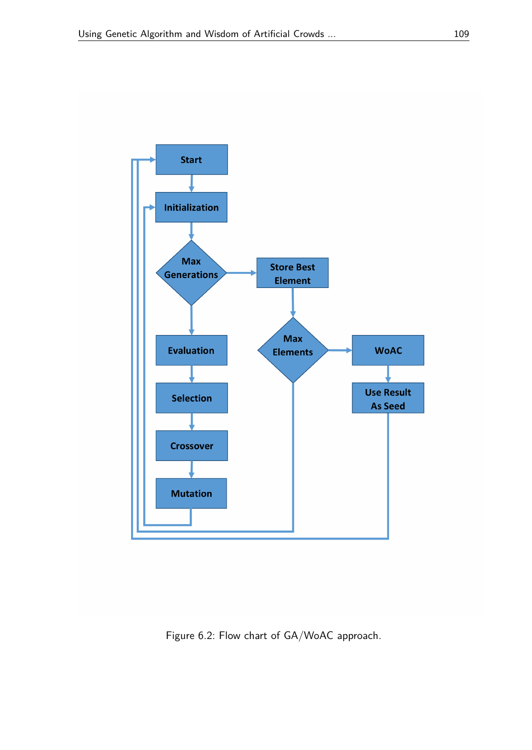Figure 6.2: Flow chart of GA/WoAC approach.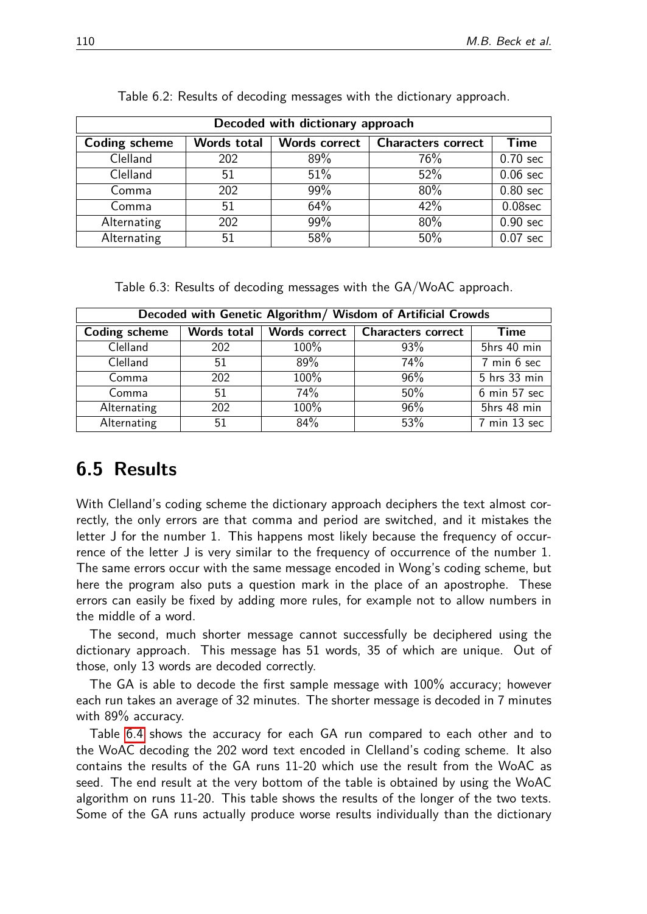Table 6.2: Results of decoding messages with the dictionary approach.

| Decoded with dictionary approach | | | | |
|---|---|---|---|---|
| **Coding scheme** | **Words total** | **Words correct** | **Characters correct** | **Time** |
| Clelland | 202 | 89% | 76% | 0.70 sec |
| Clelland | 51 | 51% | 52% | 0.06 sec |
| Comma | 202 | 99% | 80% | 0.80 sec |
| Comma | 51 | 64% | 42% | 0.08sec |
| Alternating | 202 | 99% | 80% | 0.90 sec |
| Alternating | 51 | 58% | 50% | 0.07 sec |

Table 6.3: Results of decoding messages with the GA/WoAC approach.

| Decoded with Genetic Algorithm/ Wisdom of Artificial Crowds | | | | |
|---|---|---|---|---|
| **Coding scheme** | **Words total** | **Words correct** | **Characters correct** | **Time** |
| Clelland | 202 | 100% | 93% | 5hrs 40 min |
| Clelland | 51 | 89% | 74% | 7 min 6 sec |
| Comma | 202 | 100% | 96% | 5 hrs 33 min |
| Comma | 51 | 74% | 50% | 6 min 57 sec |
| Alternating | 202 | 100% | 96% | 5hrs 48 min |
| Alternating | 51 | 84% | 53% | 7 min 13 sec |

## 6.5 Results

With Clelland's coding scheme the dictionary approach deciphers the text almost correctly, the only errors are that comma and period are switched, and it mistakes the letter J for the number 1. This happens most likely because the frequency of occurrence of the letter J is very similar to the frequency of occurrence of the number 1. The same errors occur with the same message encoded in Wong's coding scheme, but here the program also puts a question mark in the place of an apostrophe. These errors can easily be fixed by adding more rules, for example not to allow numbers in the middle of a word.

The second, much shorter message cannot successfully be deciphered using the dictionary approach. This message has 51 words, 35 of which are unique. Out of those, only 13 words are decoded correctly.

The GA is able to decode the first sample message with 100% accuracy; however each run takes an average of 32 minutes. The shorter message is decoded in 7 minutes with 89% accuracy.

Table 6.4 shows the accuracy for each GA run compared to each other and to the WoAC decoding the 202 word text encoded in Clelland's coding scheme. It also contains the results of the GA runs 11-20 which use the result from the WoAC as seed. The end result at the very bottom of the table is obtained by using the WoAC algorithm on runs 11-20. This table shows the results of the longer of the two texts. Some of the GA runs actually produce worse results individually than the dictionary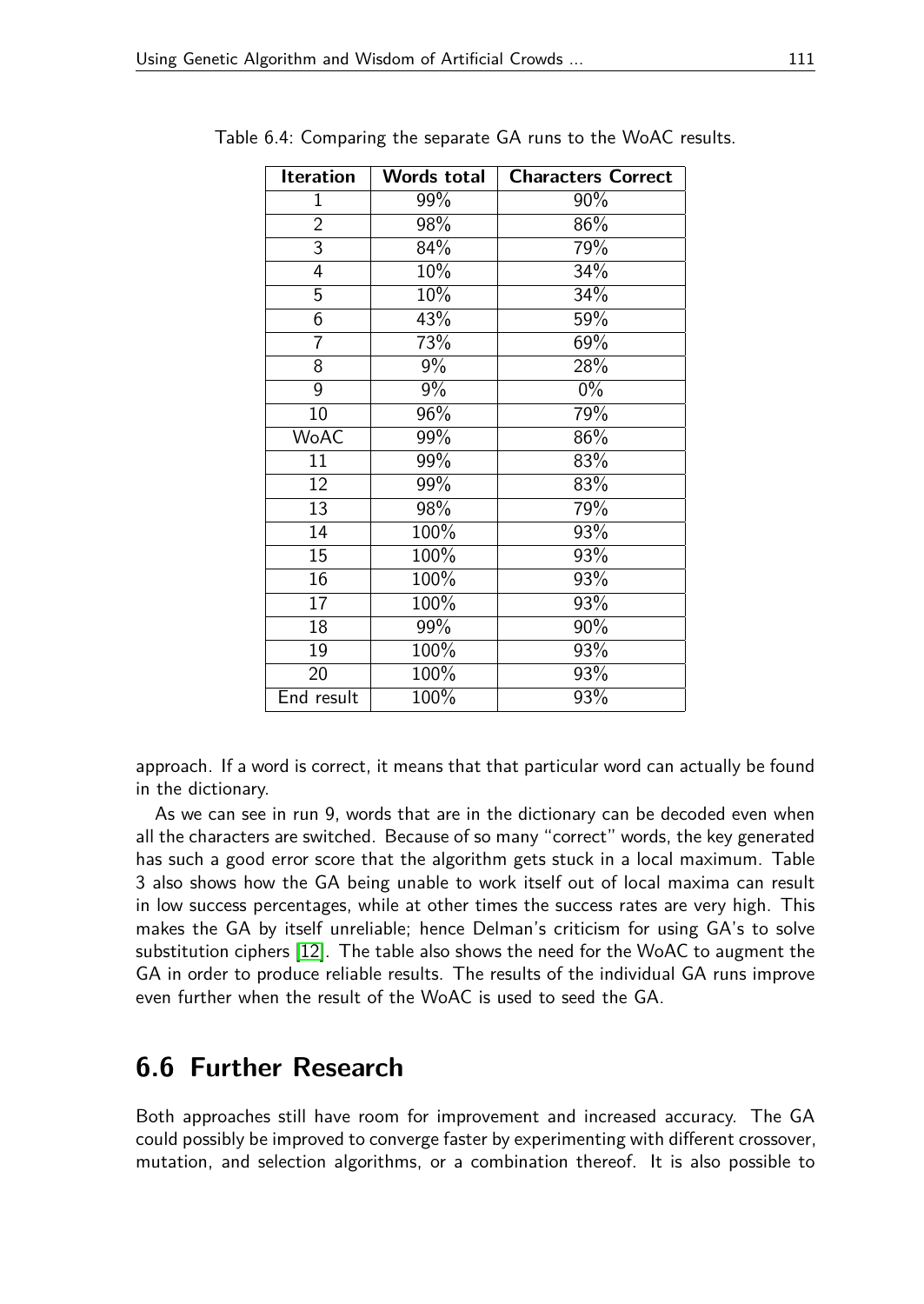Table 6.4: Comparing the separate GA runs to the WoAC results.

| Iteration | Words total | Characters Correct |
|---|---|---|
| 1 | 99% | 90% |
| 2 | 98% | 86% |
| 3 | 84% | 79% |
| 4 | 10% | 34% |
| 5 | 10% | 34% |
| 6 | 43% | 59% |
| 7 | 73% | 69% |
| 8 | 9% | 28% |
| 9 | 9% | 0% |
| 10 | 96% | 79% |
| WoAC | 99% | 86% |
| 11 | 99% | 83% |
| 12 | 99% | 83% |
| 13 | 98% | 79% |
| 14 | 100% | 93% |
| 15 | 100% | 93% |
| 16 | 100% | 93% |
| 17 | 100% | 93% |
| 18 | 99% | 90% |
| 19 | 100% | 93% |
| 20 | 100% | 93% |
| End result | 100% | 93% |

approach. If a word is correct, it means that that particular word can actually be found in the dictionary.

As we can see in run 9, words that are in the dictionary can be decoded even when all the characters are switched. Because of so many "correct" words, the key generated has such a good error score that the algorithm gets stuck in a local maximum. Table 3 also shows how the GA being unable to work itself out of local maxima can result in low success percentages, while at other times the success rates are very high. This makes the GA by itself unreliable; hence Delman's criticism for using GA's to solve substitution ciphers [12]. The table also shows the need for the WoAC to augment the GA in order to produce reliable results. The results of the individual GA runs improve even further when the result of the WoAC is used to seed the GA.

## 6.6 Further Research

Both approaches still have room for improvement and increased accuracy. The GA could possibly be improved to converge faster by experimenting with different crossover, mutation, and selection algorithms, or a combination thereof. It is also possible to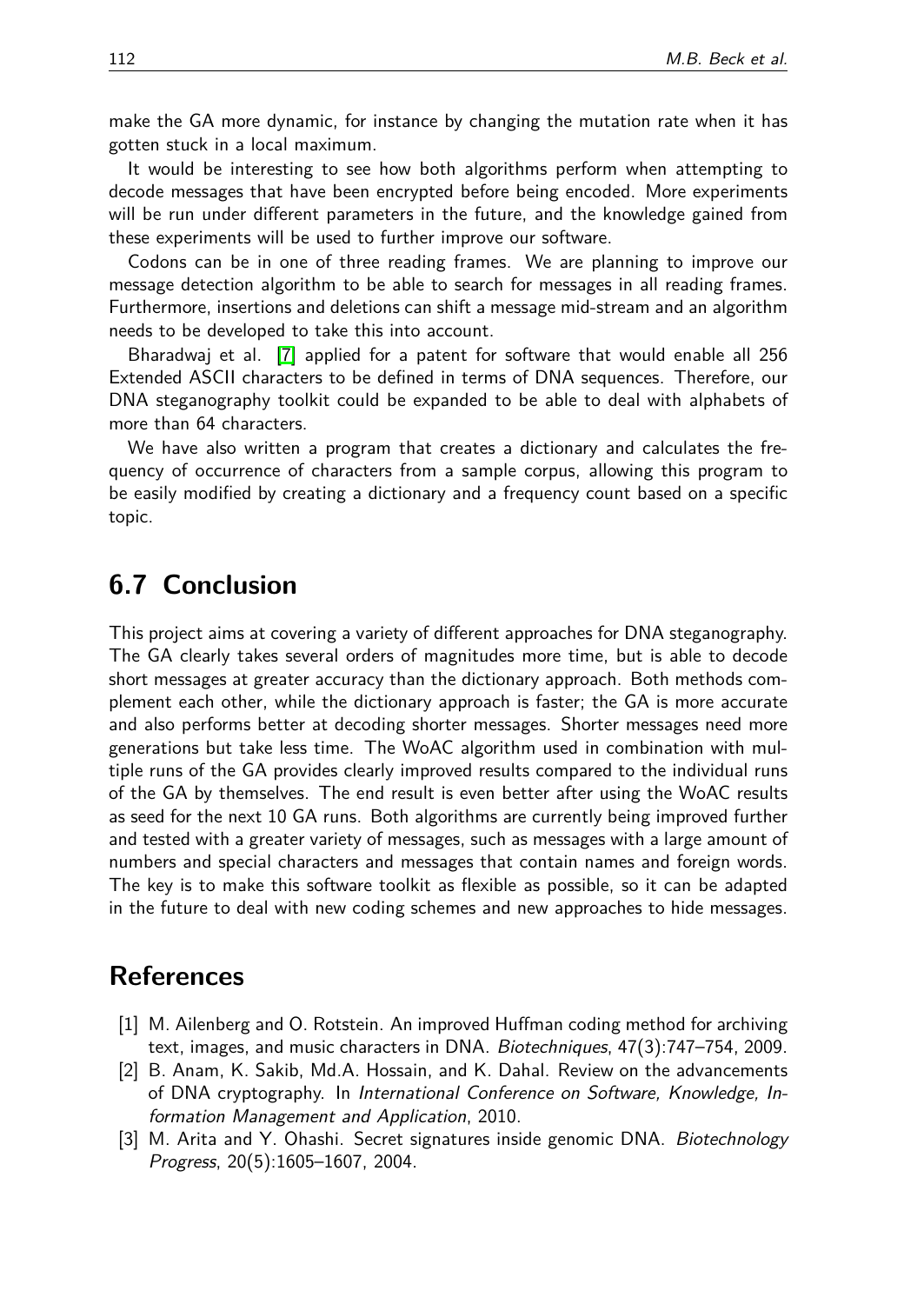make the GA more dynamic, for instance by changing the mutation rate when it has gotten stuck in a local maximum.

It would be interesting to see how both algorithms perform when attempting to decode messages that have been encrypted before being encoded. More experiments will be run under different parameters in the future, and the knowledge gained from these experiments will be used to further improve our software.

Codons can be in one of three reading frames. We are planning to improve our message detection algorithm to be able to search for messages in all reading frames. Furthermore, insertions and deletions can shift a message mid-stream and an algorithm needs to be developed to take this into account.

Bharadwaj et al. [7] applied for a patent for software that would enable all 256 Extended ASCII characters to be defined in terms of DNA sequences. Therefore, our DNA steganography toolkit could be expanded to be able to deal with alphabets of more than 64 characters.

We have also written a program that creates a dictionary and calculates the frequency of occurrence of characters from a sample corpus, allowing this program to be easily modified by creating a dictionary and a frequency count based on a specific topic.

## 6.7 Conclusion

This project aims at covering a variety of different approaches for DNA steganography. The GA clearly takes several orders of magnitudes more time, but is able to decode short messages at greater accuracy than the dictionary approach. Both methods complement each other, while the dictionary approach is faster; the GA is more accurate and also performs better at decoding shorter messages. Shorter messages need more generations but take less time. The WoAC algorithm used in combination with multiple runs of the GA provides clearly improved results compared to the individual runs of the GA by themselves. The end result is even better after using the WoAC results as seed for the next 10 GA runs. Both algorithms are currently being improved further and tested with a greater variety of messages, such as messages with a large amount of numbers and special characters and messages that contain names and foreign words. The key is to make this software toolkit as flexible as possible, so it can be adapted in the future to deal with new coding schemes and new approaches to hide messages.

## References

[1] M. Ailenberg and O. Rotstein. An improved Huffman coding method for archiving text, images, and music characters in DNA. *Biotechniques*, 47(3):747–754, 2009.

[2] B. Anam, K. Sakib, Md.A. Hossain, and K. Dahal. Review on the advancements of DNA cryptography. In *International Conference on Software, Knowledge, Information Management and Application*, 2010.

[3] M. Arita and Y. Ohashi. Secret signatures inside genomic DNA. *Biotechnology Progress*, 20(5):1605–1607, 2004.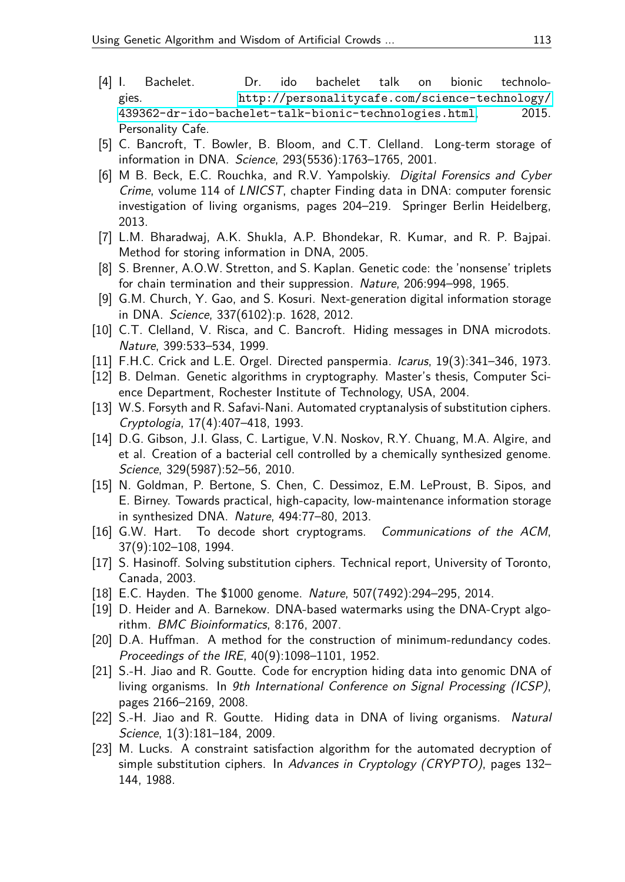[4] I. Bachelet. Dr. ido bachelet talk on bionic technologies. http://personalitycafe.com/science-technology/439362-dr-ido-bachelet-talk-bionic-technologies.html, 2015. Personality Cafe.

[5] C. Bancroft, T. Bowler, B. Bloom, and C.T. Clelland. Long-term storage of information in DNA. *Science*, 293(5536):1763–1765, 2001.

[6] M B. Beck, E.C. Rouchka, and R.V. Yampolskiy. *Digital Forensics and Cyber Crime*, volume 114 of *LNICST*, chapter Finding data in DNA: computer forensic investigation of living organisms, pages 204–219. Springer Berlin Heidelberg, 2013.

[7] L.M. Bharadwaj, A.K. Shukla, A.P. Bhondekar, R. Kumar, and R. P. Bajpai. Method for storing information in DNA, 2005.

[8] S. Brenner, A.O.W. Stretton, and S. Kaplan. Genetic code: the 'nonsense' triplets for chain termination and their suppression. *Nature*, 206:994–998, 1965.

[9] G.M. Church, Y. Gao, and S. Kosuri. Next-generation digital information storage in DNA. *Science*, 337(6102):p. 1628, 2012.

[10] C.T. Clelland, V. Risca, and C. Bancroft. Hiding messages in DNA microdots. *Nature*, 399:533–534, 1999.

[11] F.H.C. Crick and L.E. Orgel. Directed panspermia. *Icarus*, 19(3):341–346, 1973.

[12] B. Delman. Genetic algorithms in cryptography. Master's thesis, Computer Science Department, Rochester Institute of Technology, USA, 2004.

[13] W.S. Forsyth and R. Safavi-Nani. Automated cryptanalysis of substitution ciphers. *Cryptologia*, 17(4):407–418, 1993.

[14] D.G. Gibson, J.I. Glass, C. Lartigue, V.N. Noskov, R.Y. Chuang, M.A. Algire, and et al. Creation of a bacterial cell controlled by a chemically synthesized genome. *Science*, 329(5987):52–56, 2010.

[15] N. Goldman, P. Bertone, S. Chen, C. Dessimoz, E.M. LeProust, B. Sipos, and E. Birney. Towards practical, high-capacity, low-maintenance information storage in synthesized DNA. *Nature*, 494:77–80, 2013.

[16] G.W. Hart. To decode short cryptograms. *Communications of the ACM*, 37(9):102–108, 1994.

[17] S. Hasinoff. Solving substitution ciphers. Technical report, University of Toronto, Canada, 2003.

[18] E.C. Hayden. The $1000 genome. *Nature*, 507(7492):294–295, 2014.

[19] D. Heider and A. Barnekow. DNA-based watermarks using the DNA-Crypt algorithm. *BMC Bioinformatics*, 8:176, 2007.

[20] D.A. Huffman. A method for the construction of minimum-redundancy codes. *Proceedings of the IRE*, 40(9):1098–1101, 1952.

[21] S.-H. Jiao and R. Goutte. Code for encryption hiding data into genomic DNA of living organisms. In *9th International Conference on Signal Processing (ICSP)*, pages 2166–2169, 2008.

[22] S.-H. Jiao and R. Goutte. Hiding data in DNA of living organisms. *Natural Science*, 1(3):181–184, 2009.

[23] M. Lucks. A constraint satisfaction algorithm for the automated decryption of simple substitution ciphers. In *Advances in Cryptology (CRYPTO)*, pages 132–144, 1988.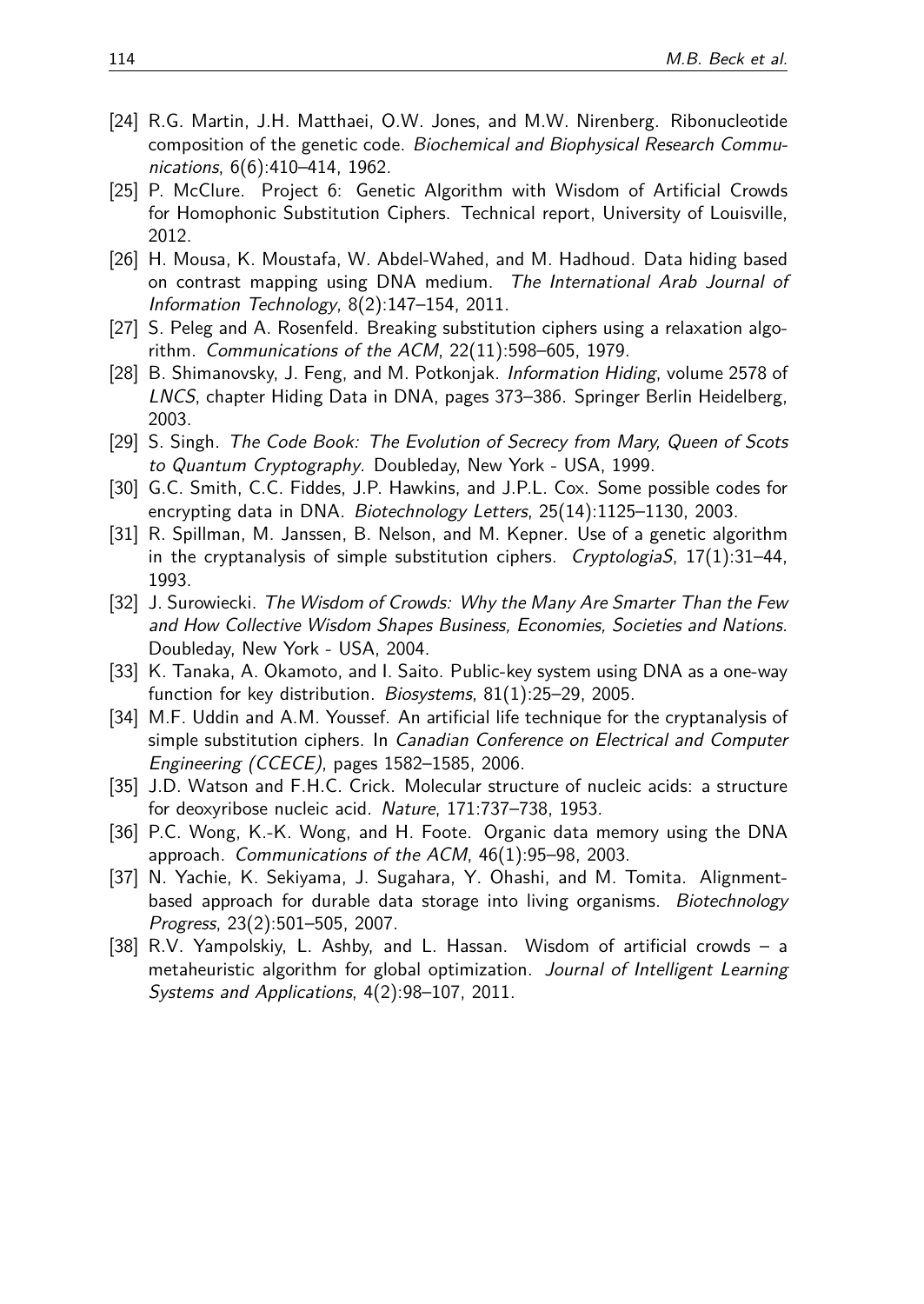- [24] R.G. Martin, J.H. Matthaei, O.W. Jones, and M.W. Nirenberg. Ribonucleotide composition of the genetic code. *Biochemical and Biophysical Research Communications*, 6(6):410–414, 1962.
- [25] P. McClure. Project 6: Genetic Algorithm with Wisdom of Artificial Crowds for Homophonic Substitution Ciphers. Technical report, University of Louisville, 2012.
- [26] H. Mousa, K. Moustafa, W. Abdel-Wahed, and M. Hadhoud. Data hiding based on contrast mapping using DNA medium. *The International Arab Journal of Information Technology*, 8(2):147–154, 2011.
- [27] S. Peleg and A. Rosenfeld. Breaking substitution ciphers using a relaxation algorithm. *Communications of the ACM*, 22(11):598–605, 1979.
- [28] B. Shimanovsky, J. Feng, and M. Potkonjak. *Information Hiding*, volume 2578 of *LNCS*, chapter Hiding Data in DNA, pages 373–386. Springer Berlin Heidelberg, 2003.
- [29] S. Singh. *The Code Book: The Evolution of Secrecy from Mary, Queen of Scots to Quantum Cryptography*. Doubleday, New York - USA, 1999.
- [30] G.C. Smith, C.C. Fiddes, J.P. Hawkins, and J.P.L. Cox. Some possible codes for encrypting data in DNA. *Biotechnology Letters*, 25(14):1125–1130, 2003.
- [31] R. Spillman, M. Janssen, B. Nelson, and M. Kepner. Use of a genetic algorithm in the cryptanalysis of simple substitution ciphers. *CryptologiaS*, 17(1):31–44, 1993.
- [32] J. Surowiecki. *The Wisdom of Crowds: Why the Many Are Smarter Than the Few and How Collective Wisdom Shapes Business, Economies, Societies and Nations*. Doubleday, New York - USA, 2004.
- [33] K. Tanaka, A. Okamoto, and I. Saito. Public-key system using DNA as a one-way function for key distribution. *Biosystems*, 81(1):25–29, 2005.
- [34] M.F. Uddin and A.M. Youssef. An artificial life technique for the cryptanalysis of simple substitution ciphers. In *Canadian Conference on Electrical and Computer Engineering (CCECE)*, pages 1582–1585, 2006.
- [35] J.D. Watson and F.H.C. Crick. Molecular structure of nucleic acids: a structure for deoxyribose nucleic acid. *Nature*, 171:737–738, 1953.
- [36] P.C. Wong, K.-K. Wong, and H. Foote. Organic data memory using the DNA approach. *Communications of the ACM*, 46(1):95–98, 2003.
- [37] N. Yachie, K. Sekiyama, J. Sugahara, Y. Ohashi, and M. Tomita. Alignment-based approach for durable data storage into living organisms. *Biotechnology Progress*, 23(2):501–505, 2007.
- [38] R.V. Yampolskiy, L. Ashby, and L. Hassan. Wisdom of artificial crowds – a metaheuristic algorithm for global optimization. *Journal of Intelligent Learning Systems and Applications*, 4(2):98–107, 2011.